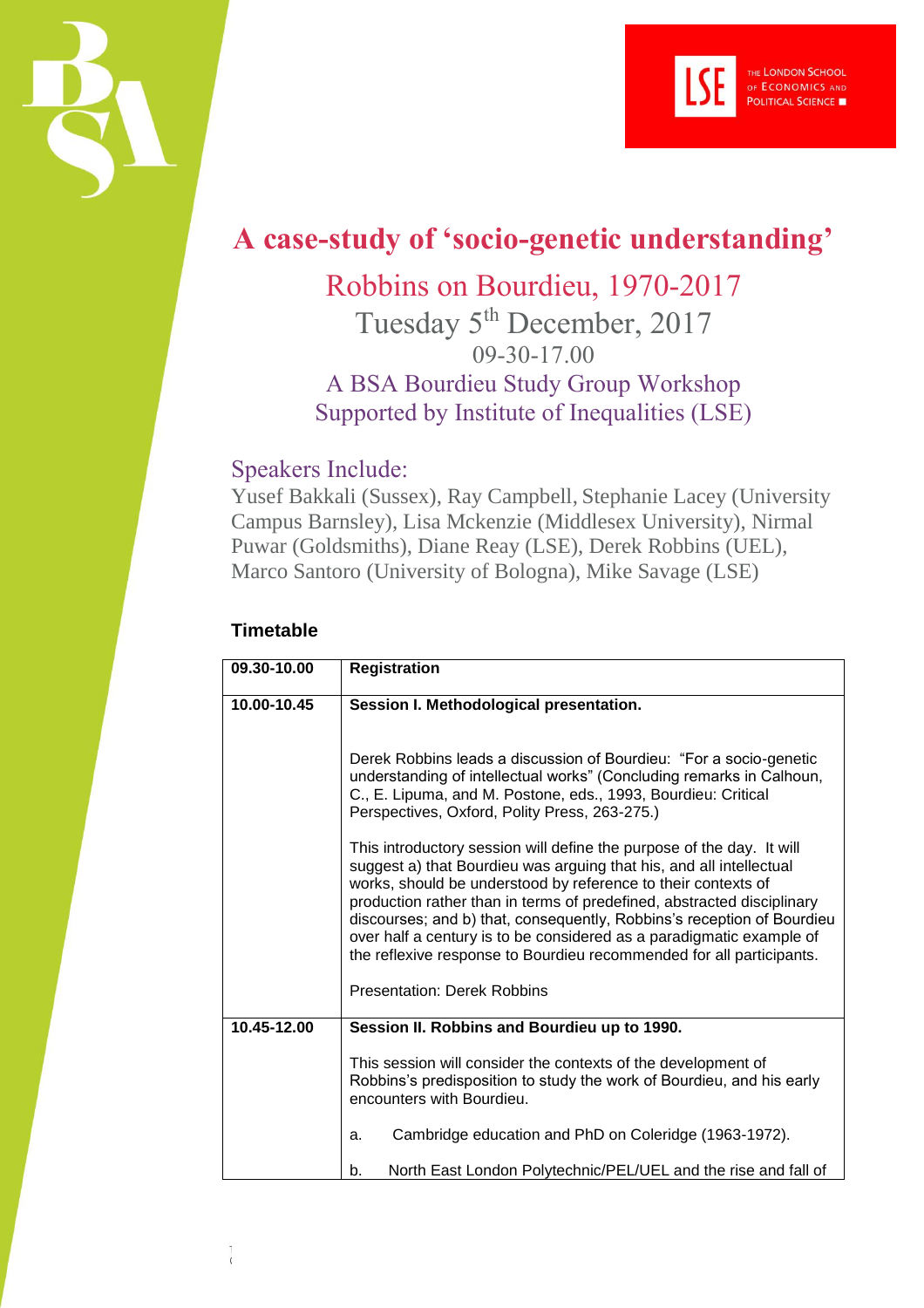# A case-study of 'socio-genetic understanding'

## Robbins on Bourdieu, 1970-2017

Tuesday 5th December, 2017

09-30-17.00

A BSA Bourdieu Study Group Workshop

Supported by Institute of Inequalities (LSE)

## Speakers Include:

Yusef Bakkali (Sussex), Ray Campbell, Stephanie Lacey (University Campus Barnsley), Lisa Mckenzie (Middlesex University), Nirmal Puwar (Goldsmiths), Diane Reay (LSE), Derek Robbins (UEL), Marco Santoro (University of Bologna), Mike Savage (LSE)

### Timetable

| 09.30-10.00 | Registration |
| --- | --- |
| 10.00-10.45 | **Session I. Methodological presentation.**<br><br>Derek Robbins leads a discussion of Bourdieu: "For a socio-genetic understanding of intellectual works" (Concluding remarks in Calhoun, C., E. Lipuma, and M. Postone, eds., 1993, Bourdieu: Critical Perspectives, Oxford, Polity Press, 263-275.)<br><br>This introductory session will define the purpose of the day. It will suggest a) that Bourdieu was arguing that his, and all intellectual works, should be understood by reference to their contexts of production rather than in terms of predefined, abstracted disciplinary discourses; and b) that, consequently, Robbins's reception of Bourdieu over half a century is to be considered as a paradigmatic example of the reflexive response to Bourdieu recommended for all participants.<br><br>Presentation: Derek Robbins |
| 10.45-12.00 | **Session II. Robbins and Bourdieu up to 1990.**<br><br>This session will consider the contexts of the development of Robbins's predisposition to study the work of Bourdieu, and his early encounters with Bourdieu.<br><br>a. Cambridge education and PhD on Coleridge (1963-1972).<br><br>b. North East London Polytechnic/PEL/UEL and the rise and fall of |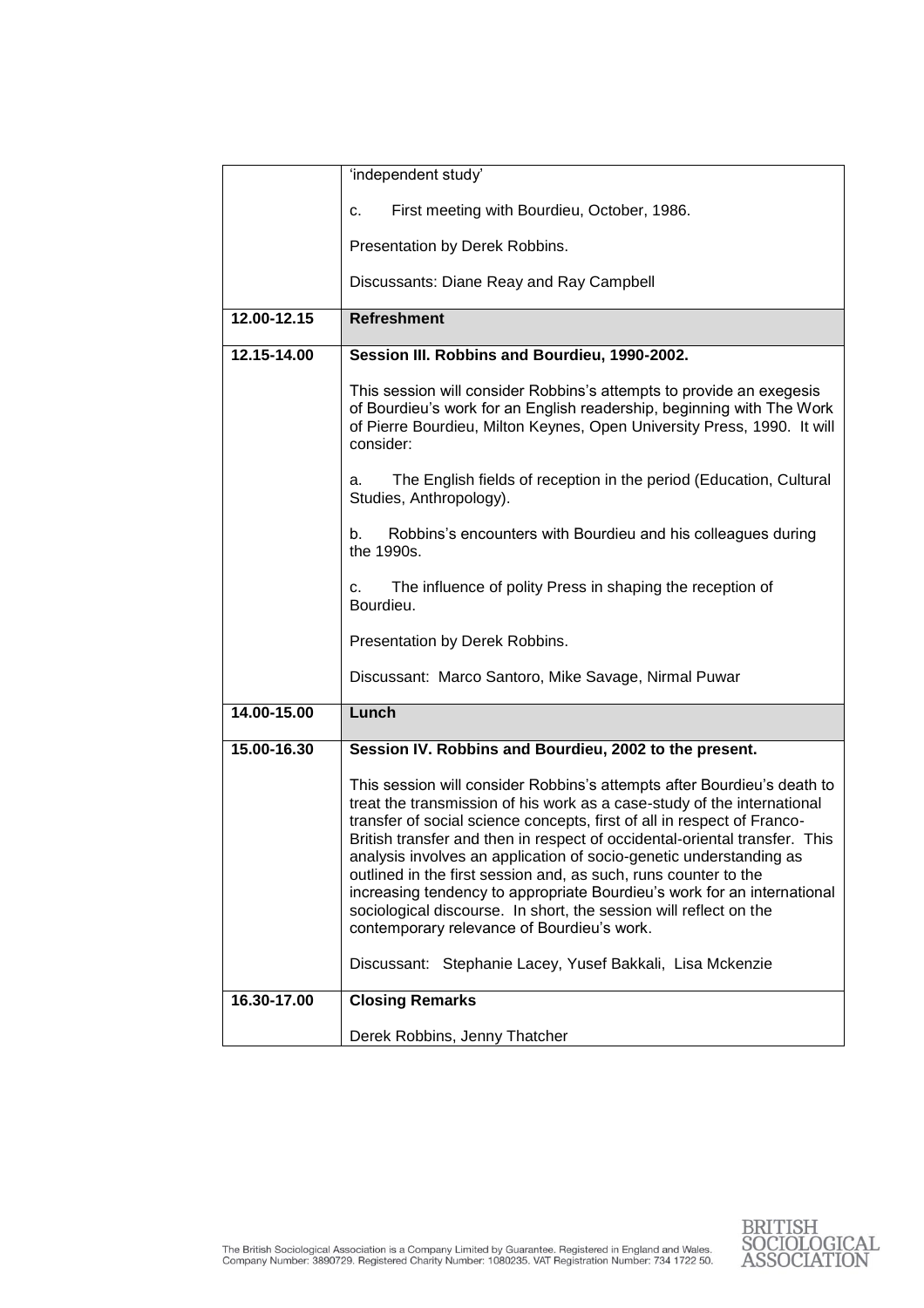| | |
|---|---|
| | 'independent study'<br><br>c. First meeting with Bourdieu, October, 1986.<br><br>Presentation by Derek Robbins.<br><br>Discussants: Diane Reay and Ray Campbell |
| **12.00-12.15** | **Refreshment** |
| **12.15-14.00** | **Session III. Robbins and Bourdieu, 1990-2002.**<br><br>This session will consider Robbins's attempts to provide an exegesis of Bourdieu's work for an English readership, beginning with The Work of Pierre Bourdieu, Milton Keynes, Open University Press, 1990. It will consider:<br><br>a. The English fields of reception in the period (Education, Cultural Studies, Anthropology).<br><br>b. Robbins's encounters with Bourdieu and his colleagues during the 1990s.<br><br>c. The influence of polity Press in shaping the reception of Bourdieu.<br><br>Presentation by Derek Robbins.<br><br>Discussant: Marco Santoro, Mike Savage, Nirmal Puwar |
| **14.00-15.00** | **Lunch** |
| **15.00-16.30** | **Session IV. Robbins and Bourdieu, 2002 to the present.**<br><br>This session will consider Robbins's attempts after Bourdieu's death to treat the transmission of his work as a case-study of the international transfer of social science concepts, first of all in respect of Franco-British transfer and then in respect of occidental-oriental transfer. This analysis involves an application of socio-genetic understanding as outlined in the first session and, as such, runs counter to the increasing tendency to appropriate Bourdieu's work for an international sociological discourse. In short, the session will reflect on the contemporary relevance of Bourdieu's work.<br><br>Discussant: Stephanie Lacey, Yusef Bakkali, Lisa Mckenzie |
| **16.30-17.00** | **Closing Remarks**<br><br>Derek Robbins, Jenny Thatcher |

The British Sociological Association is a Company Limited by Guarantee. Registered in England and Wales. Company Number: 3890729. Registered Charity Number: 1080235. VAT Registration Number: 734 1722 50.

BRITISH SOCIOLOGICAL ASSOCIATION